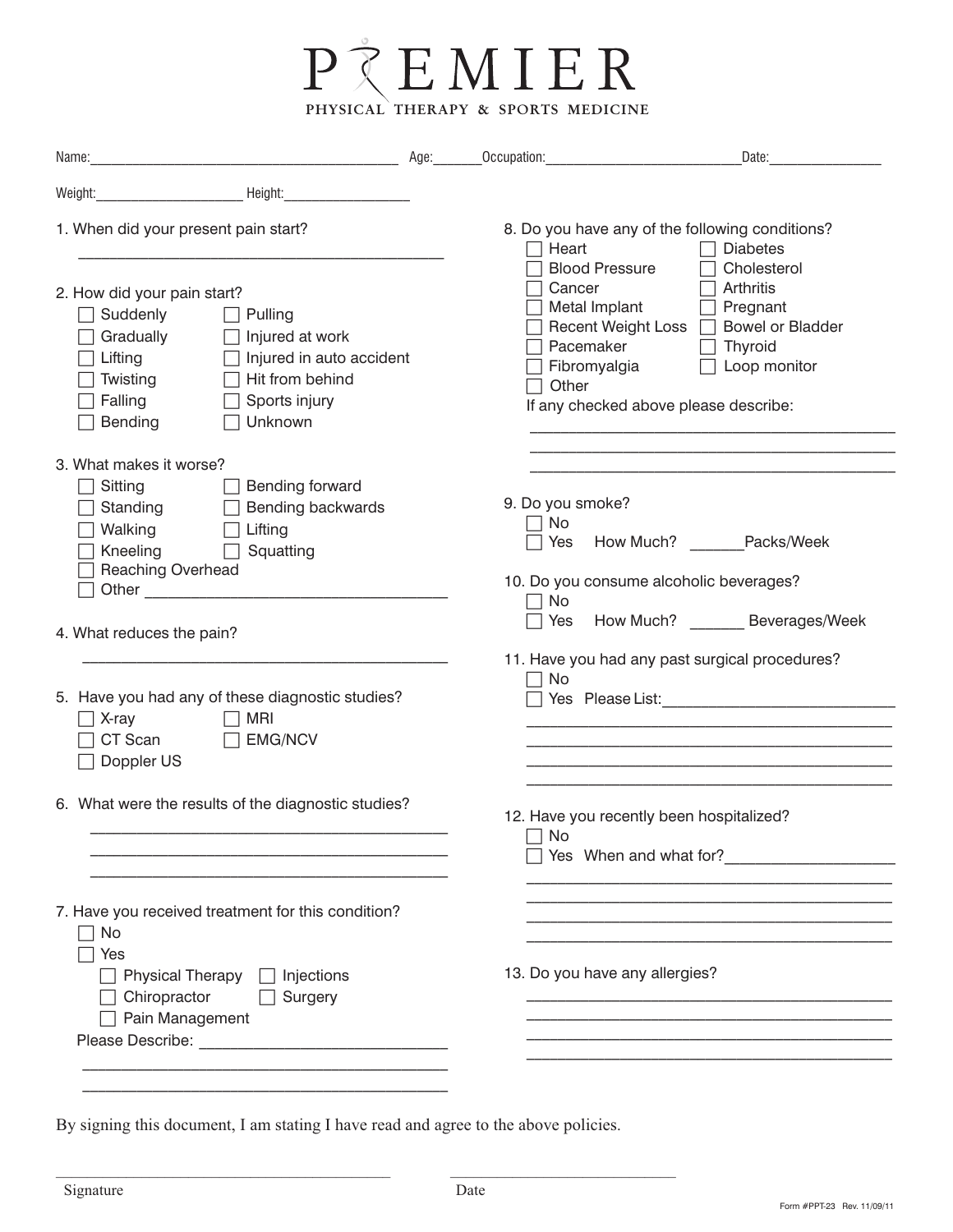# PREMIER

PHYSICAL THERAPY & SPORTS MEDICINE

Name:__________________________ Age:_______ Occupation:__________________________ Date:_______________

Weight:__________________ Height:________________

1. When did your present pain start?

   ___________________________________________

2. How did your pain start?
   - ☐ Suddenly
   - ☐ Pulling
   - ☐ Gradually
   - ☐ Injured at work
   - ☐ Lifting
   - ☐ Injured in auto accident
   - ☐ Twisting
   - ☐ Hit from behind
   - ☐ Falling
   - ☐ Sports injury
   - ☐ Bending
   - ☐ Unknown

3. What makes it worse?
   - ☐ Sitting
   - ☐ Bending forward
   - ☐ Standing
   - ☐ Bending backwards
   - ☐ Walking
   - ☐ Lifting
   - ☐ Kneeling
   - ☐ Squatting
   - ☐ Reaching Overhead
   - ☐ Other ___________________________________

4. What reduces the pain?

   ___________________________________________

5. Have you had any of these diagnostic studies?
   - ☐ X-ray
   - ☐ MRI
   - ☐ CT Scan
   - ☐ EMG/NCV
   - ☐ Doppler US

6. What were the results of the diagnostic studies?

   ___________________________________________

   ___________________________________________

   ___________________________________________

7. Have you received treatment for this condition?
   - ☐ No
   - ☐ Yes
     - ☐ Physical Therapy
     - ☐ Injections
     - ☐ Chiropractor
     - ☐ Surgery
     - ☐ Pain Management

   Please Describe: ____________________________

   ___________________________________________

   ___________________________________________

8. Do you have any of the following conditions?
   - ☐ Heart
   - ☐ Diabetes
   - ☐ Blood Pressure
   - ☐ Cholesterol
   - ☐ Cancer
   - ☐ Arthritis
   - ☐ Metal Implant
   - ☐ Pregnant
   - ☐ Recent Weight Loss
   - ☐ Bowel or Bladder
   - ☐ Pacemaker
   - ☐ Thyroid
   - ☐ Fibromyalgia
   - ☐ Loop monitor
   - ☐ Other

   If any checked above please describe:

   ___________________________________________

   ___________________________________________

   ___________________________________________

9. Do you smoke?
   - ☐ No
   - ☐ Yes How Much? ______Packs/Week

10. Do you consume alcoholic beverages?
    - ☐ No
    - ☐ Yes How Much? ______ Beverages/Week

11. Have you had any past surgical procedures?
    - ☐ No
    - ☐ Yes Please List:__________________________

    ___________________________________________

    ___________________________________________

    ___________________________________________

    ___________________________________________

12. Have you recently been hospitalized?
    - ☐ No
    - ☐ Yes When and what for?___________________

    ___________________________________________

    ___________________________________________

    ___________________________________________

    ___________________________________________

13. Do you have any allergies?

    ___________________________________________

    ___________________________________________

    ___________________________________________

    ___________________________________________

By signing this document, I am stating I have read and agree to the above policies.

________________________________________ ____________________________

Signature Date

Form #PPT-23 Rev. 11/09/11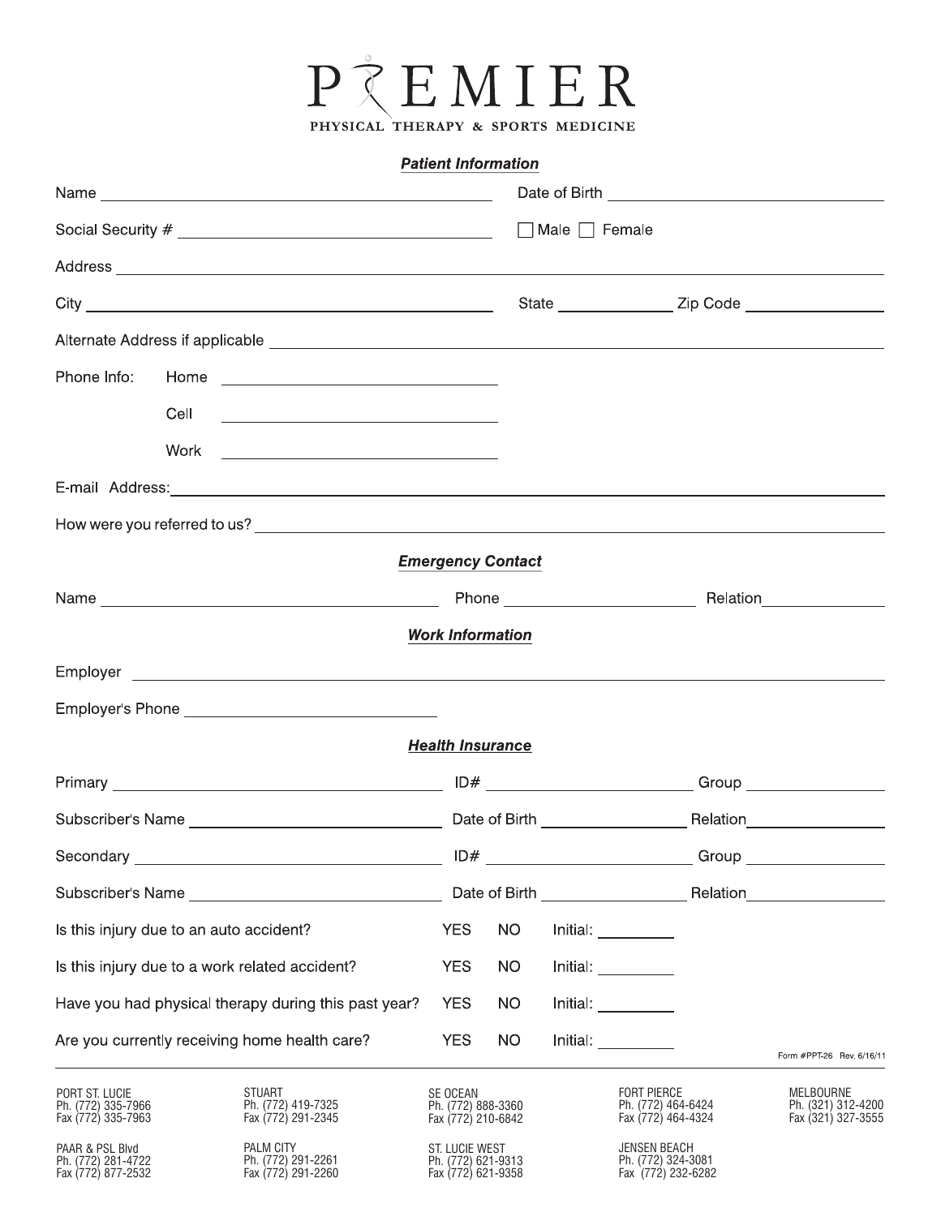# PREMIER

PHYSICAL THERAPY & SPORTS MEDICINE

## *Patient Information*

Name ______________________________ Date of Birth ______________________________

Social Security # ______________________________ ☐ Male ☐ Female

Address ____________________________________________________________

City ______________________________ State ______________ Zip Code ________________

Alternate Address if applicable ____________________________________________________________

Phone Info: Home ______________________________

Cell ______________________________

Work ______________________________

E-mail Address: ____________________________________________________________

How were you referred to us? ____________________________________________________________

## *Emergency Contact*

Name ______________________________ Phone ______________________ Relation ______________

## *Work Information*

Employer ____________________________________________________________

Employer's Phone ______________________________

## *Health Insurance*

Primary ______________________________ ID# ______________________ Group ________________

Subscriber's Name ______________________________ Date of Birth ________________ Relation ________________

Secondary ______________________________ ID# ______________________ Group ________________

Subscriber's Name ______________________________ Date of Birth ________________ Relation ________________

| | | | |
|---|---|---|---|
| Is this injury due to an auto accident? | YES | NO | Initial: _________ |
| Is this injury due to a work related accident? | YES | NO | Initial: _________ |
| Have you had physical therapy during this past year? | YES | NO | Initial: _________ |
| Are you currently receiving home health care? | YES | NO | Initial: _________ |

Form #PPT-26 Rev. 6/16/11

| PORT ST. LUCIE | STUART | SE OCEAN | FORT PIERCE | MELBOURNE |
|---|---|---|---|---|
| Ph. (772) 335-7966 | Ph. (772) 419-7325 | Ph. (772) 888-3360 | Ph. (772) 464-6424 | Ph. (321) 312-4200 |
| Fax (772) 335-7963 | Fax (772) 291-2345 | Fax (772) 210-6842 | Fax (772) 464-4324 | Fax (321) 327-3555 |
| PAAR & PSL Blvd | PALM CITY | ST. LUCIE WEST | JENSEN BEACH | |
| Ph. (772) 281-4722 | Ph. (772) 291-2261 | Ph. (772) 621-9313 | Ph. (772) 324-3081 | |
| Fax (772) 877-2532 | Fax (772) 291-2260 | Fax (772) 621-9358 | Fax (772) 232-6282 | |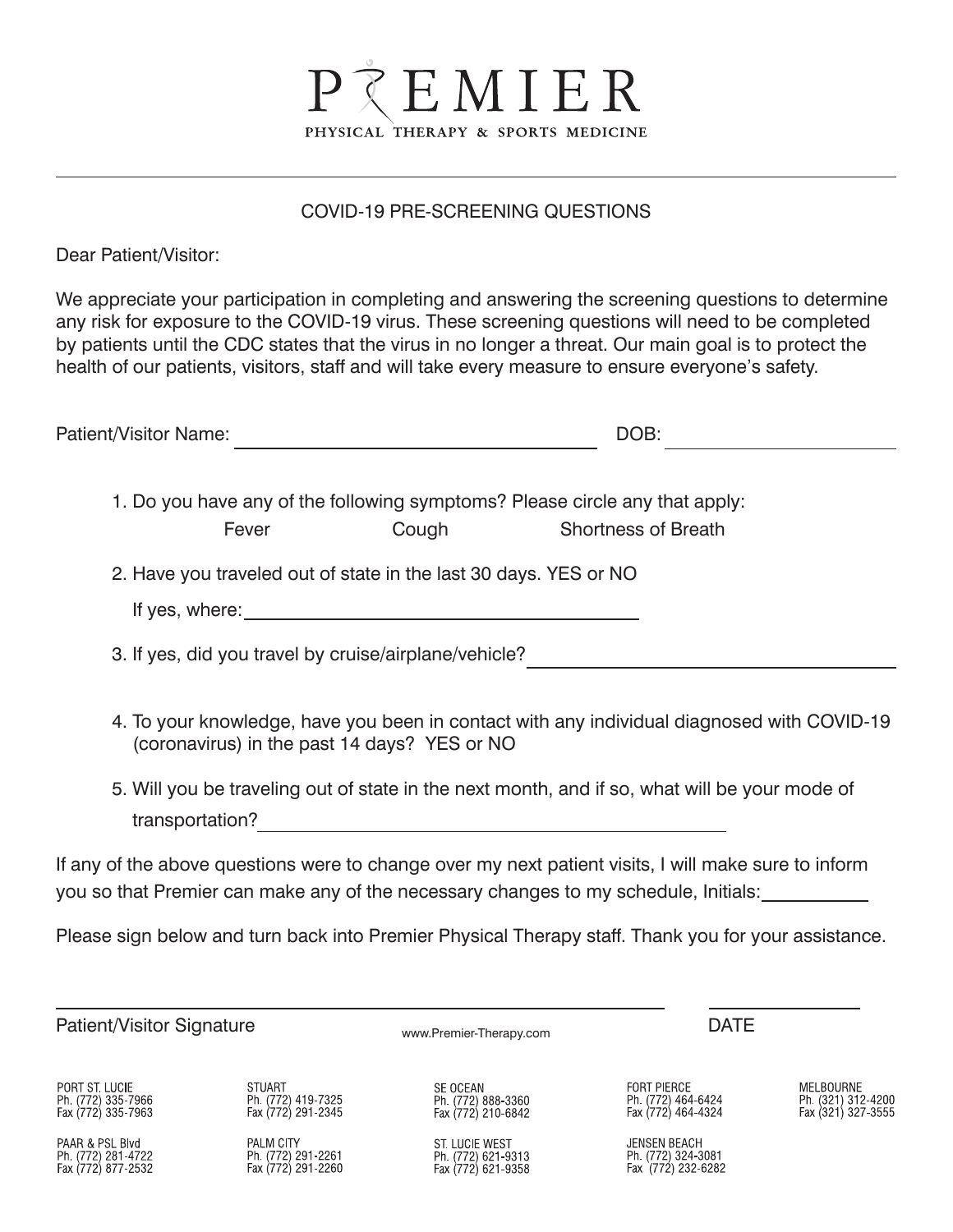# PREMIER

PHYSICAL THERAPY & SPORTS MEDICINE

---

## COVID-19 PRE-SCREENING QUESTIONS

Dear Patient/Visitor:

We appreciate your participation in completing and answering the screening questions to determine any risk for exposure to the COVID-19 virus. These screening questions will need to be completed by patients until the CDC states that the virus in no longer a threat. Our main goal is to protect the health of our patients, visitors, staff and will take every measure to ensure everyone's safety.

Patient/Visitor Name: ______________________________ DOB: ________________

1. Do you have any of the following symptoms? Please circle any that apply:

   Fever        Cough        Shortness of Breath

2. Have you traveled out of state in the last 30 days. YES or NO

   If yes, where: ______________________________

3. If yes, did you travel by cruise/airplane/vehicle? ______________________________

4. To your knowledge, have you been in contact with any individual diagnosed with COVID-19 (coronavirus) in the past 14 days? YES or NO

5. Will you be traveling out of state in the next month, and if so, what will be your mode of transportation? ______________________________

If any of the above questions were to change over my next patient visits, I will make sure to inform you so that Premier can make any of the necessary changes to my schedule, Initials: __________

Please sign below and turn back into Premier Physical Therapy staff. Thank you for your assistance.

______________________________        ______________

Patient/Visitor Signature        DATE

www.Premier-Therapy.com

PORT ST. LUCIE
Ph. (772) 335-7966
Fax (772) 335-7963

STUART
Ph. (772) 419-7325
Fax (772) 291-2345

SE OCEAN
Ph. (772) 888-3360
Fax (772) 210-6842

FORT PIERCE
Ph. (772) 464-6424
Fax (772) 464-4324

MELBOURNE
Ph. (321) 312-4200
Fax (321) 327-3555

PAAR & PSL Blvd
Ph. (772) 281-4722
Fax (772) 877-2532

PALM CITY
Ph. (772) 291-2261
Fax (772) 291-2260

ST. LUCIE WEST
Ph. (772) 621-9313
Fax (772) 621-9358

JENSEN BEACH
Ph. (772) 324-3081
Fax (772) 232-6282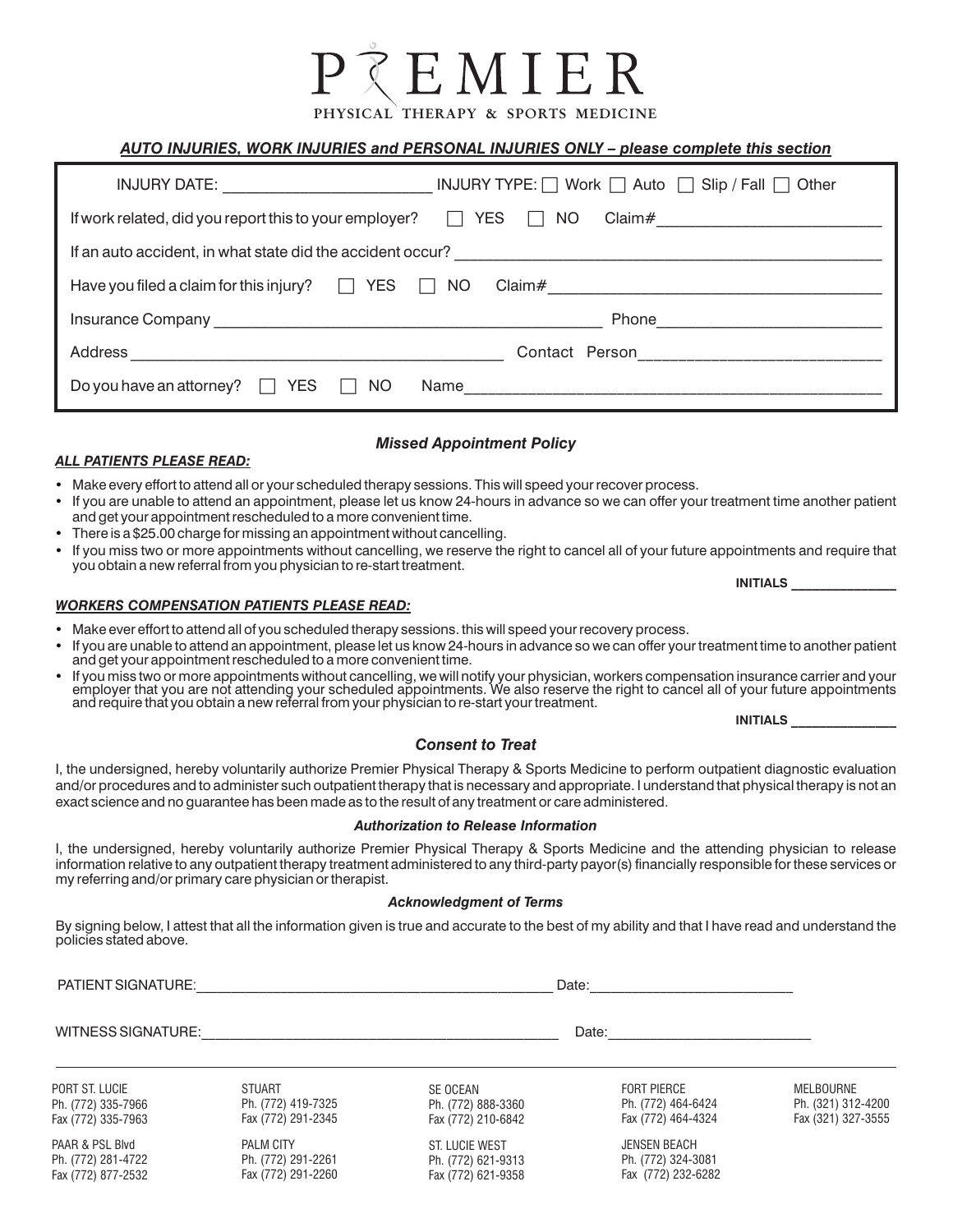# PREMIER

PHYSICAL THERAPY & SPORTS MEDICINE

***AUTO INJURIES, WORK INJURIES and PERSONAL INJURIES ONLY – please complete this section***

INJURY DATE: ________________________ INJURY TYPE: ☐ Work ☐ Auto ☐ Slip / Fall ☐ Other

If work related, did you report this to your employer? ☐ YES ☐ NO Claim# ________________________

If an auto accident, in what state did the accident occur? ________________________________________________

Have you filed a claim for this injury? ☐ YES ☐ NO Claim# ____________________________________

Insurance Company ____________________________________________ Phone ________________________

Address __________________________________________ Contact Person ___________________________

Do you have an attorney? ☐ YES ☐ NO Name ______________________________________________

### *Missed Appointment Policy*

***ALL PATIENTS PLEASE READ:***

- Make every effort to attend all or your scheduled therapy sessions. This will speed your recover process.
- If you are unable to attend an appointment, please let us know 24-hours in advance so we can offer your treatment time another patient and get your appointment rescheduled to a more convenient time.
- There is a $25.00 charge for missing an appointment without cancelling.
- If you miss two or more appointments without cancelling, we reserve the right to cancel all of your future appointments and require that you obtain a new referral from you physician to re-start treatment.

**INITIALS** ______________

***WORKERS COMPENSATION PATIENTS PLEASE READ:***

- Make ever effort to attend all of you scheduled therapy sessions. this will speed your recovery process.
- If you are unable to attend an appointment, please let us know 24-hours in advance so we can offer your treatment time to another patient and get your appointment rescheduled to a more convenient time.
- If you miss two or more appointments without cancelling, we will notify your physician, workers compensation insurance carrier and your employer that you are not attending your scheduled appointments. We also reserve the right to cancel all of your future appointments and require that you obtain a new referral from your physician to re-start your treatment.

**INITIALS** ______________

### *Consent to Treat*

I, the undersigned, hereby voluntarily authorize Premier Physical Therapy & Sports Medicine to perform outpatient diagnostic evaluation and/or procedures and to administer such outpatient therapy that is necessary and appropriate. I understand that physical therapy is not an exact science and no guarantee has been made as to the result of any treatment or care administered.

### *Authorization to Release Information*

I, the undersigned, hereby voluntarily authorize Premier Physical Therapy & Sports Medicine and the attending physician to release information relative to any outpatient therapy treatment administered to any third-party payor(s) financially responsible for these services or my referring and/or primary care physician or therapist.

### *Acknowledgment of Terms*

By signing below, I attest that all the information given is true and accurate to the best of my ability and that I have read and understand the policies stated above.

PATIENT SIGNATURE: ______________________________________________ Date: __________________________

WITNESS SIGNATURE: ______________________________________________ Date: __________________________

| PORT ST. LUCIE | STUART | SE OCEAN | FORT PIERCE | MELBOURNE |
|---|---|---|---|---|
| Ph. (772) 335-7966 | Ph. (772) 419-7325 | Ph. (772) 888-3360 | Ph. (772) 464-6424 | Ph. (321) 312-4200 |
| Fax (772) 335-7963 | Fax (772) 291-2345 | Fax (772) 210-6842 | Fax (772) 464-4324 | Fax (321) 327-3555 |
| PAAR & PSL Blvd | PALM CITY | ST. LUCIE WEST | JENSEN BEACH | |
| Ph. (772) 281-4722 | Ph. (772) 291-2261 | Ph. (772) 621-9313 | Ph. (772) 324-3081 | |
| Fax (772) 877-2532 | Fax (772) 291-2260 | Fax (772) 621-9358 | Fax (772) 232-6282 | |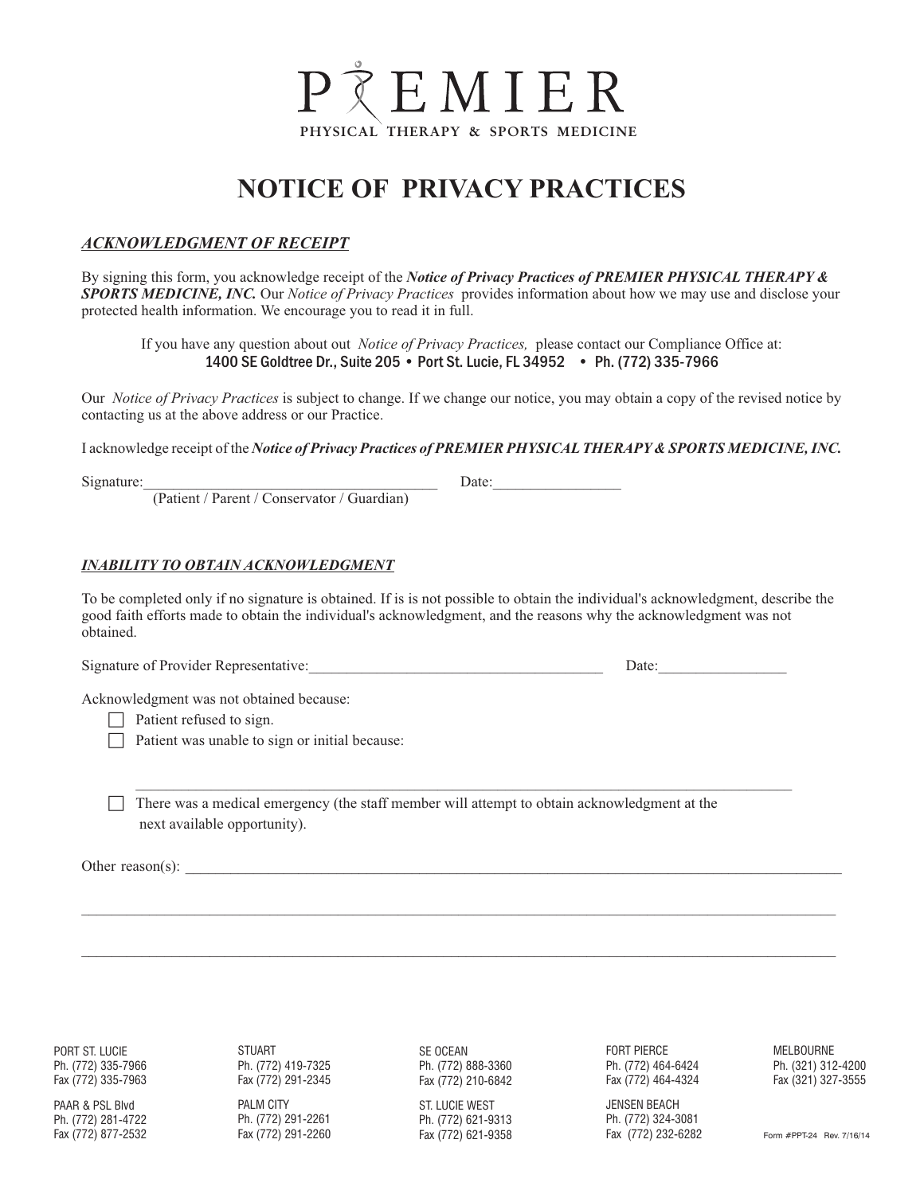# PREMIER

PHYSICAL THERAPY & SPORTS MEDICINE

# NOTICE OF PRIVACY PRACTICES

## *ACKNOWLEDGMENT OF RECEIPT*

By signing this form, you acknowledge receipt of the ***Notice of Privacy Practices of PREMIER PHYSICAL THERAPY & SPORTS MEDICINE, INC.*** Our *Notice of Privacy Practices* provides information about how we may use and disclose your protected health information. We encourage you to read it in full.

If you have any question about out *Notice of Privacy Practices,* please contact our Compliance Office at:
1400 SE Goldtree Dr., Suite 205 • Port St. Lucie, FL 34952 • Ph. (772) 335-7966

Our *Notice of Privacy Practices* is subject to change. If we change our notice, you may obtain a copy of the revised notice by contacting us at the above address or our Practice.

I acknowledge receipt of the ***Notice of Privacy Practices of PREMIER PHYSICAL THERAPY & SPORTS MEDICINE, INC.***

Signature:______________________________________ Date:________________
(Patient / Parent / Conservator / Guardian)

## *INABILITY TO OBTAIN ACKNOWLEDGMENT*

To be completed only if no signature is obtained. If is is not possible to obtain the individual's acknowledgment, describe the good faith efforts made to obtain the individual's acknowledgment, and the reasons why the acknowledgment was not obtained.

Signature of Provider Representative:______________________________________ Date:________________

Acknowledgment was not obtained because:

- ☐ Patient refused to sign.
- ☐ Patient was unable to sign or initial because:

  ________________________________________________________________________________

- ☐ There was a medical emergency (the staff member will attempt to obtain acknowledgment at the next available opportunity).

Other reason(s): ________________________________________________________________________________

________________________________________________________________________________________________

________________________________________________________________________________________________

| PORT ST. LUCIE | STUART | SE OCEAN | FORT PIERCE | MELBOURNE |
|---|---|---|---|---|
| Ph. (772) 335-7966 | Ph. (772) 419-7325 | Ph. (772) 888-3360 | Ph. (772) 464-6424 | Ph. (321) 312-4200 |
| Fax (772) 335-7963 | Fax (772) 291-2345 | Fax (772) 210-6842 | Fax (772) 464-4324 | Fax (321) 327-3555 |
| PAAR & PSL Blvd | PALM CITY | ST. LUCIE WEST | JENSEN BEACH | |
| Ph. (772) 281-4722 | Ph. (772) 291-2261 | Ph. (772) 621-9313 | Ph. (772) 324-3081 | |
| Fax (772) 877-2532 | Fax (772) 291-2260 | Fax (772) 621-9358 | Fax (772) 232-6282 | |

Form #PPT-24 Rev. 7/16/14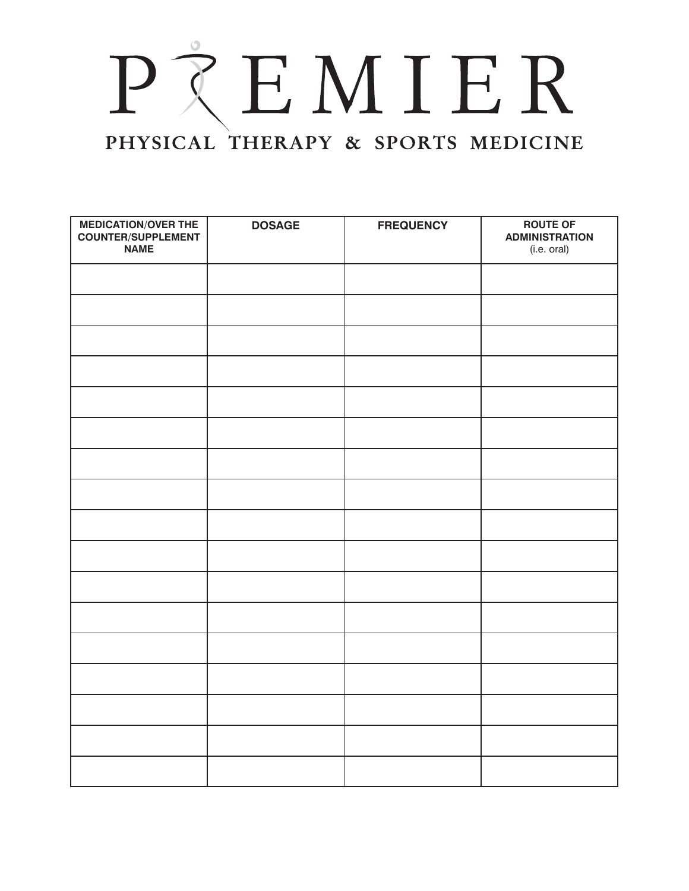# PREMIER

## PHYSICAL THERAPY & SPORTS MEDICINE

| MEDICATION/OVER THE COUNTER/SUPPLEMENT NAME | DOSAGE | FREQUENCY | ROUTE OF ADMINISTRATION (i.e. oral) |
|---|---|---|---|
| | | | |
| | | | |
| | | | |
| | | | |
| | | | |
| | | | |
| | | | |
| | | | |
| | | | |
| | | | |
| | | | |
| | | | |
| | | | |
| | | | |
| | | | |
| | | | |
| | | | |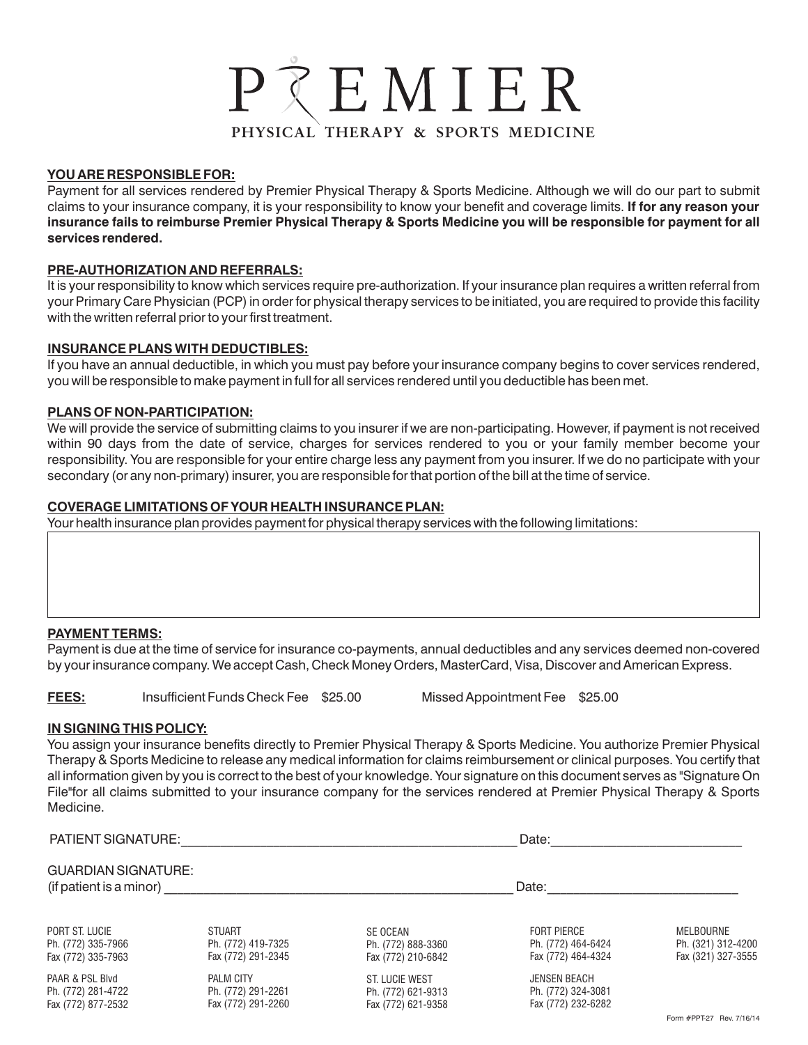# PREMIER

PHYSICAL THERAPY & SPORTS MEDICINE

**YOU ARE RESPONSIBLE FOR:**

Payment for all services rendered by Premier Physical Therapy & Sports Medicine. Although we will do our part to submit claims to your insurance company, it is your responsibility to know your benefit and coverage limits. **If for any reason your insurance fails to reimburse Premier Physical Therapy & Sports Medicine you will be responsible for payment for all services rendered.**

**PRE-AUTHORIZATION AND REFERRALS:**

It is your responsibility to know which services require pre-authorization. If your insurance plan requires a written referral from your Primary Care Physician (PCP) in order for physical therapy services to be initiated, you are required to provide this facility with the written referral prior to your first treatment.

**INSURANCE PLANS WITH DEDUCTIBLES:**

If you have an annual deductible, in which you must pay before your insurance company begins to cover services rendered, you will be responsible to make payment in full for all services rendered until you deductible has been met.

**PLANS OF NON-PARTICIPATION:**

We will provide the service of submitting claims to you insurer if we are non-participating. However, if payment is not received within 90 days from the date of service, charges for services rendered to you or your family member become your responsibility. You are responsible for your entire charge less any payment from you insurer. If we do no participate with your secondary (or any non-primary) insurer, you are responsible for that portion of the bill at the time of service.

**COVERAGE LIMITATIONS OF YOUR HEALTH INSURANCE PLAN:**

Your health insurance plan provides payment for physical therapy services with the following limitations:

**PAYMENT TERMS:**

Payment is due at the time of service for insurance co-payments, annual deductibles and any services deemed non-covered by your insurance company. We accept Cash, Check Money Orders, MasterCard, Visa, Discover and American Express.

**FEES:** Insufficient Funds Check Fee $25.00 Missed Appointment Fee $25.00

**IN SIGNING THIS POLICY:**

You assign your insurance benefits directly to Premier Physical Therapy & Sports Medicine. You authorize Premier Physical Therapy & Sports Medicine to release any medical information for claims reimbursement or clinical purposes. You certify that all information given by you is correct to the best of your knowledge. Your signature on this document serves as "Signature On File"for all claims submitted to your insurance company for the services rendered at Premier Physical Therapy & Sports Medicine.

PATIENT SIGNATURE:_______________________________________ Date:_______________________

GUARDIAN SIGNATURE:
(if patient is a minor) _______________________________________ Date:_______________________

PORT ST. LUCIE
Ph. (772) 335-7966
Fax (772) 335-7963

PAAR & PSL Blvd
Ph. (772) 281-4722
Fax (772) 877-2532

STUART
Ph. (772) 419-7325
Fax (772) 291-2345

PALM CITY
Ph. (772) 291-2261
Fax (772) 291-2260

SE OCEAN
Ph. (772) 888-3360
Fax (772) 210-6842

ST. LUCIE WEST
Ph. (772) 621-9313
Fax (772) 621-9358

FORT PIERCE
Ph. (772) 464-6424
Fax (772) 464-4324

JENSEN BEACH
Ph. (772) 324-3081
Fax (772) 232-6282

MELBOURNE
Ph. (321) 312-4200
Fax (321) 327-3555

Form #PPT-27 Rev. 7/16/14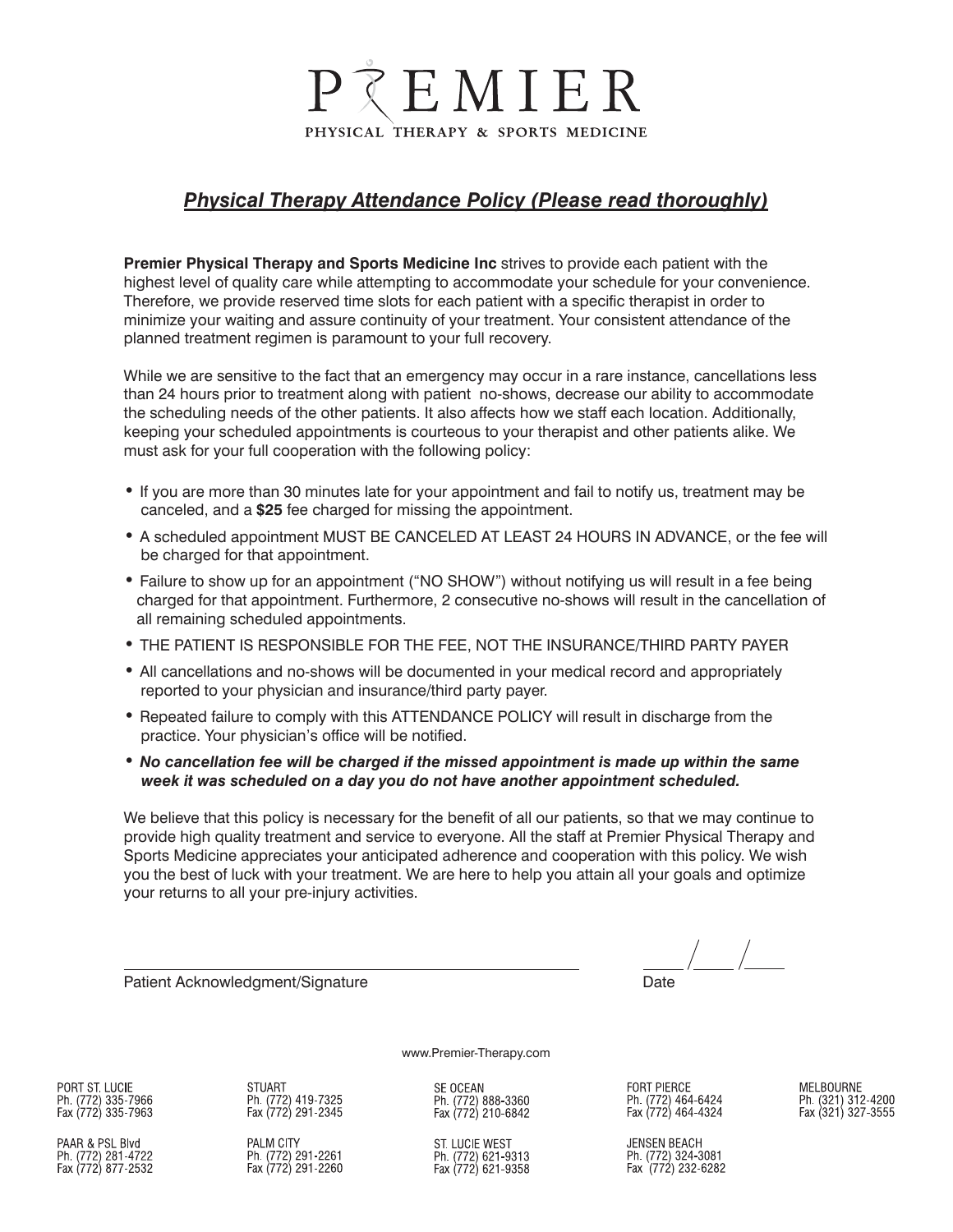# PREMIER

PHYSICAL THERAPY & SPORTS MEDICINE

## ***Physical Therapy Attendance Policy (Please read thoroughly)***

**Premier Physical Therapy and Sports Medicine Inc** strives to provide each patient with the highest level of quality care while attempting to accommodate your schedule for your convenience. Therefore, we provide reserved time slots for each patient with a specific therapist in order to minimize your waiting and assure continuity of your treatment. Your consistent attendance of the planned treatment regimen is paramount to your full recovery.

While we are sensitive to the fact that an emergency may occur in a rare instance, cancellations less than 24 hours prior to treatment along with patient no-shows, decrease our ability to accommodate the scheduling needs of the other patients. It also affects how we staff each location. Additionally, keeping your scheduled appointments is courteous to your therapist and other patients alike. We must ask for your full cooperation with the following policy:

- If you are more than 30 minutes late for your appointment and fail to notify us, treatment may be canceled, and a **$25** fee charged for missing the appointment.
- A scheduled appointment MUST BE CANCELED AT LEAST 24 HOURS IN ADVANCE, or the fee will be charged for that appointment.
- Failure to show up for an appointment ("NO SHOW") without notifying us will result in a fee being charged for that appointment. Furthermore, 2 consecutive no-shows will result in the cancellation of all remaining scheduled appointments.
- THE PATIENT IS RESPONSIBLE FOR THE FEE, NOT THE INSURANCE/THIRD PARTY PAYER
- All cancellations and no-shows will be documented in your medical record and appropriately reported to your physician and insurance/third party payer.
- Repeated failure to comply with this ATTENDANCE POLICY will result in discharge from the practice. Your physician's office will be notified.
- ***No cancellation fee will be charged if the missed appointment is made up within the same week it was scheduled on a day you do not have another appointment scheduled.***

We believe that this policy is necessary for the benefit of all our patients, so that we may continue to provide high quality treatment and service to everyone. All the staff at Premier Physical Therapy and Sports Medicine appreciates your anticipated adherence and cooperation with this policy. We wish you the best of luck with your treatment. We are here to help you attain all your goals and optimize your returns to all your pre-injury activities.

______________________________________________ Patient Acknowledgment/Signature

____/____/____ Date

www.Premier-Therapy.com

PORT ST. LUCIE
Ph. (772) 335-7966
Fax (772) 335-7963

PAAR & PSL Blvd
Ph. (772) 281-4722
Fax (772) 877-2532

STUART
Ph. (772) 419-7325
Fax (772) 291-2345

PALM CITY
Ph. (772) 291-2261
Fax (772) 291-2260

SE OCEAN
Ph. (772) 888-3360
Fax (772) 210-6842

ST. LUCIE WEST
Ph. (772) 621-9313
Fax (772) 621-9358

FORT PIERCE
Ph. (772) 464-6424
Fax (772) 464-4324

JENSEN BEACH
Ph. (772) 324-3081
Fax (772) 232-6282

MELBOURNE
Ph. (321) 312-4200
Fax (321) 327-3555